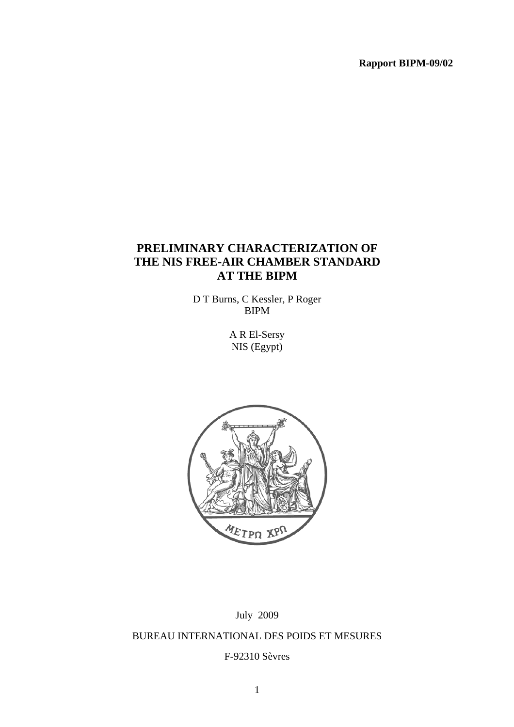**Rapport BIPM-09/02**

# PRELIMINARY CHARACTERIZATION OF THE NIS FREE-AIR CHAMBER STANDARD AT THE BIPM

D T Burns, C Kessler, P Roger
BIPM

A R El-Sersy
NIS (Egypt)

July 2009

BUREAU INTERNATIONAL DES POIDS ET MESURES

F-92310 Sèvres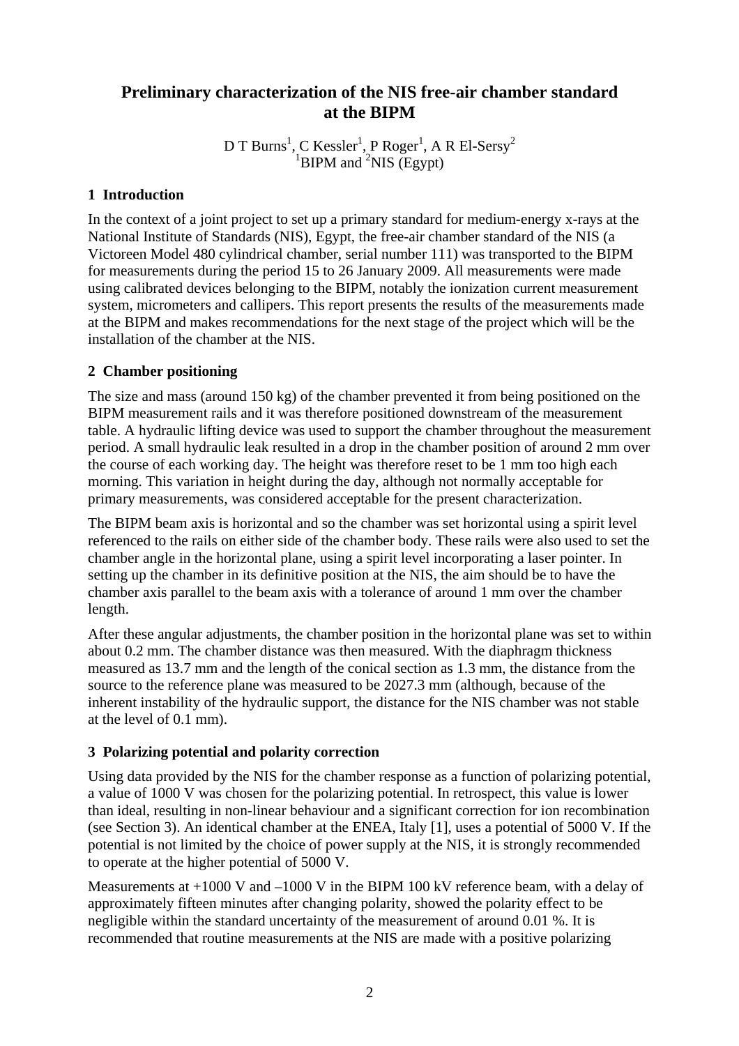# Preliminary characterization of the NIS free-air chamber standard at the BIPM

D T Burns[1], C Kessler[1], P Roger[1], A R El-Sersy[2]
[1]BIPM and [2]NIS (Egypt)

## 1 Introduction

In the context of a joint project to set up a primary standard for medium-energy x-rays at the National Institute of Standards (NIS), Egypt, the free-air chamber standard of the NIS (a Victoreen Model 480 cylindrical chamber, serial number 111) was transported to the BIPM for measurements during the period 15 to 26 January 2009. All measurements were made using calibrated devices belonging to the BIPM, notably the ionization current measurement system, micrometers and callipers. This report presents the results of the measurements made at the BIPM and makes recommendations for the next stage of the project which will be the installation of the chamber at the NIS.

## 2 Chamber positioning

The size and mass (around 150 kg) of the chamber prevented it from being positioned on the BIPM measurement rails and it was therefore positioned downstream of the measurement table. A hydraulic lifting device was used to support the chamber throughout the measurement period. A small hydraulic leak resulted in a drop in the chamber position of around 2 mm over the course of each working day. The height was therefore reset to be 1 mm too high each morning. This variation in height during the day, although not normally acceptable for primary measurements, was considered acceptable for the present characterization.

The BIPM beam axis is horizontal and so the chamber was set horizontal using a spirit level referenced to the rails on either side of the chamber body. These rails were also used to set the chamber angle in the horizontal plane, using a spirit level incorporating a laser pointer. In setting up the chamber in its definitive position at the NIS, the aim should be to have the chamber axis parallel to the beam axis with a tolerance of around 1 mm over the chamber length.

After these angular adjustments, the chamber position in the horizontal plane was set to within about 0.2 mm. The chamber distance was then measured. With the diaphragm thickness measured as 13.7 mm and the length of the conical section as 1.3 mm, the distance from the source to the reference plane was measured to be 2027.3 mm (although, because of the inherent instability of the hydraulic support, the distance for the NIS chamber was not stable at the level of 0.1 mm).

## 3 Polarizing potential and polarity correction

Using data provided by the NIS for the chamber response as a function of polarizing potential, a value of 1000 V was chosen for the polarizing potential. In retrospect, this value is lower than ideal, resulting in non-linear behaviour and a significant correction for ion recombination (see Section 3). An identical chamber at the ENEA, Italy [1], uses a potential of 5000 V. If the potential is not limited by the choice of power supply at the NIS, it is strongly recommended to operate at the higher potential of 5000 V.

Measurements at +1000 V and –1000 V in the BIPM 100 kV reference beam, with a delay of approximately fifteen minutes after changing polarity, showed the polarity effect to be negligible within the standard uncertainty of the measurement of around 0.01 %. It is recommended that routine measurements at the NIS are made with a positive polarizing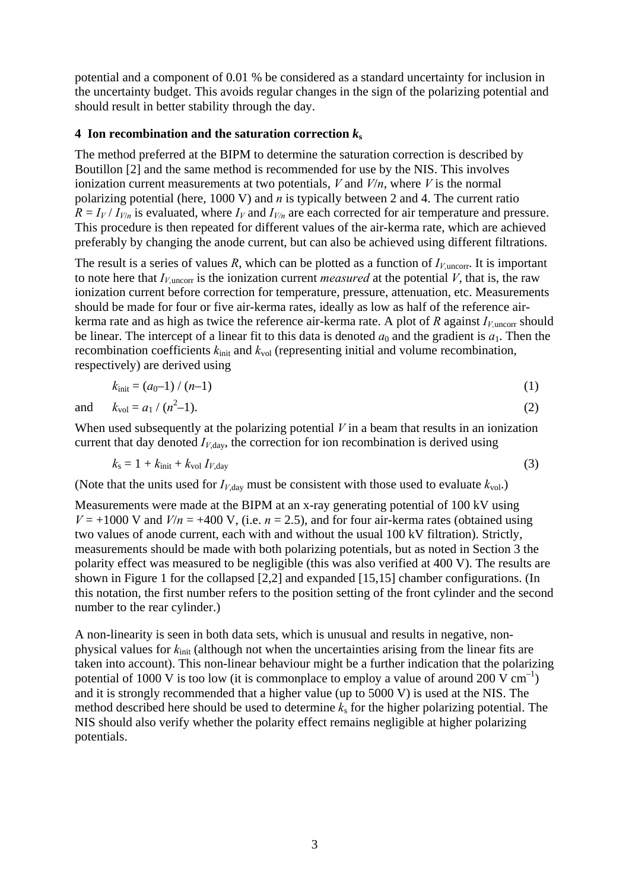potential and a component of 0.01 % be considered as a standard uncertainty for inclusion in the uncertainty budget. This avoids regular changes in the sign of the polarizing potential and should result in better stability through the day.

## 4 Ion recombination and the saturation correction $k_s$

The method preferred at the BIPM to determine the saturation correction is described by Boutillon [2] and the same method is recommended for use by the NIS. This involves ionization current measurements at two potentials, $V$ and $V/n$, where $V$ is the normal polarizing potential (here, 1000 V) and $n$ is typically between 2 and 4. The current ratio $R = I_V / I_{V/n}$ is evaluated, where $I_V$ and $I_{V/n}$ are each corrected for air temperature and pressure. This procedure is then repeated for different values of the air-kerma rate, which are achieved preferably by changing the anode current, but can also be achieved using different filtrations.

The result is a series of values $R$, which can be plotted as a function of $I_{V,\text{uncorr}}$. It is important to note here that $I_{V,\text{uncorr}}$ is the ionization current *measured* at the potential $V$, that is, the raw ionization current before correction for temperature, pressure, attenuation, etc. Measurements should be made for four or five air-kerma rates, ideally as low as half of the reference air-kerma rate and as high as twice the reference air-kerma rate. A plot of $R$ against $I_{V,\text{uncorr}}$ should be linear. The intercept of a linear fit to this data is denoted $a_0$ and the gradient is $a_1$. Then the recombination coefficients $k_{\text{init}}$ and $k_{\text{vol}}$ (representing initial and volume recombination, respectively) are derived using

$$k_{\text{init}} = (a_0 - 1) / (n - 1) \tag{1}$$

and

$$k_{\text{vol}} = a_1 / (n^2 - 1). \tag{2}$$

When used subsequently at the polarizing potential $V$ in a beam that results in an ionization current that day denoted $I_{V,\text{day}}$, the correction for ion recombination is derived using

$$k_s = 1 + k_{\text{init}} + k_{\text{vol}}\, I_{V,\text{day}} \tag{3}$$

(Note that the units used for $I_{V,\text{day}}$ must be consistent with those used to evaluate $k_{\text{vol}}$.)

Measurements were made at the BIPM at an x-ray generating potential of 100 kV using $V = +1000$ V and $V/n = +400$ V, (i.e. $n = 2.5$), and for four air-kerma rates (obtained using two values of anode current, each with and without the usual 100 kV filtration). Strictly, measurements should be made with both polarizing potentials, but as noted in Section 3 the polarity effect was measured to be negligible (this was also verified at 400 V). The results are shown in Figure 1 for the collapsed [2,2] and expanded [15,15] chamber configurations. (In this notation, the first number refers to the position setting of the front cylinder and the second number to the rear cylinder.)

A non-linearity is seen in both data sets, which is unusual and results in negative, non-physical values for $k_{\text{init}}$ (although not when the uncertainties arising from the linear fits are taken into account). This non-linear behaviour might be a further indication that the polarizing potential of 1000 V is too low (it is commonplace to employ a value of around 200 V $\text{cm}^{-1}$) and it is strongly recommended that a higher value (up to 5000 V) is used at the NIS. The method described here should be used to determine $k_s$ for the higher polarizing potential. The NIS should also verify whether the polarity effect remains negligible at higher polarizing potentials.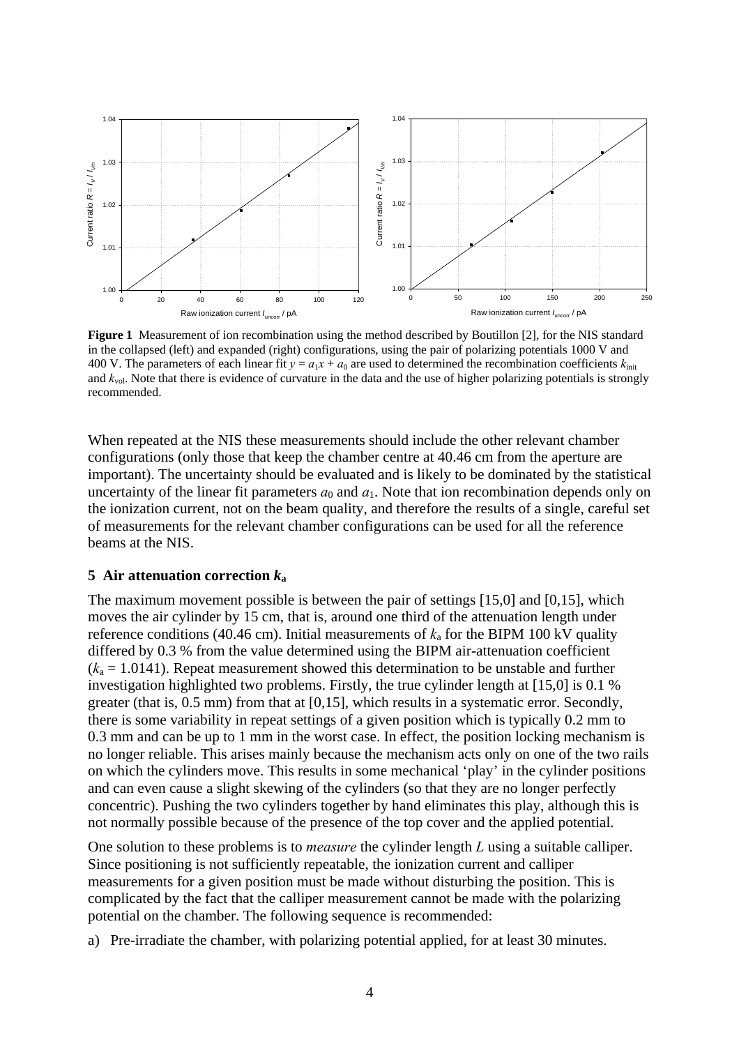**Figure 1** Measurement of ion recombination using the method described by Boutillon [2], for the NIS standard in the collapsed (left) and expanded (right) configurations, using the pair of polarizing potentials 1000 V and 400 V. The parameters of each linear fit $y = a_1x + a_0$ are used to determined the recombination coefficients $k_{init}$ and $k_{vol}$. Note that there is evidence of curvature in the data and the use of higher polarizing potentials is strongly recommended.

When repeated at the NIS these measurements should include the other relevant chamber configurations (only those that keep the chamber centre at 40.46 cm from the aperture are important). The uncertainty should be evaluated and is likely to be dominated by the statistical uncertainty of the linear fit parameters $a_0$ and $a_1$. Note that ion recombination depends only on the ionization current, not on the beam quality, and therefore the results of a single, careful set of measurements for the relevant chamber configurations can be used for all the reference beams at the NIS.

## 5 Air attenuation correction $k_a$

The maximum movement possible is between the pair of settings [15,0] and [0,15], which moves the air cylinder by 15 cm, that is, around one third of the attenuation length under reference conditions (40.46 cm). Initial measurements of $k_a$ for the BIPM 100 kV quality differed by 0.3 % from the value determined using the BIPM air-attenuation coefficient ($k_a = 1.0141$). Repeat measurement showed this determination to be unstable and further investigation highlighted two problems. Firstly, the true cylinder length at [15,0] is 0.1 % greater (that is, 0.5 mm) from that at [0,15], which results in a systematic error. Secondly, there is some variability in repeat settings of a given position which is typically 0.2 mm to 0.3 mm and can be up to 1 mm in the worst case. In effect, the position locking mechanism is no longer reliable. This arises mainly because the mechanism acts only on one of the two rails on which the cylinders move. This results in some mechanical 'play' in the cylinder positions and can even cause a slight skewing of the cylinders (so that they are no longer perfectly concentric). Pushing the two cylinders together by hand eliminates this play, although this is not normally possible because of the presence of the top cover and the applied potential.

One solution to these problems is to *measure* the cylinder length $L$ using a suitable calliper. Since positioning is not sufficiently repeatable, the ionization current and calliper measurements for a given position must be made without disturbing the position. This is complicated by the fact that the calliper measurement cannot be made with the polarizing potential on the chamber. The following sequence is recommended:

a) Pre-irradiate the chamber, with polarizing potential applied, for at least 30 minutes.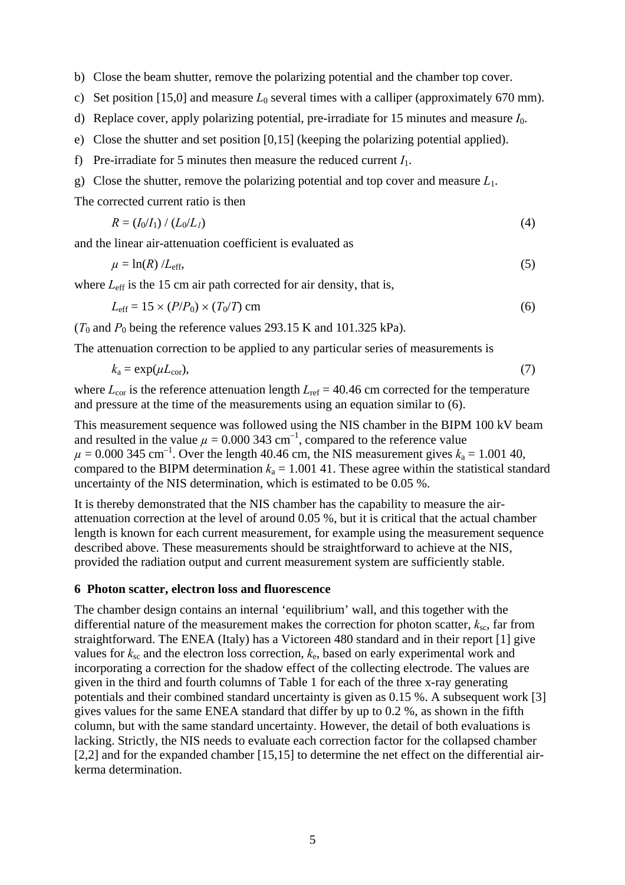b) Close the beam shutter, remove the polarizing potential and the chamber top cover.

c) Set position [15,0] and measure $L_0$ several times with a calliper (approximately 670 mm).

d) Replace cover, apply polarizing potential, pre-irradiate for 15 minutes and measure $I_0$.

e) Close the shutter and set position [0,15] (keeping the polarizing potential applied).

f) Pre-irradiate for 5 minutes then measure the reduced current $I_1$.

g) Close the shutter, remove the polarizing potential and top cover and measure $L_1$.

The corrected current ratio is then

$$R = (I_0/I_1) / (L_0/L_1) \tag{4}$$

and the linear air-attenuation coefficient is evaluated as

$$\mu = \ln(R) / L_{\text{eff}}, \tag{5}$$

where $L_{\text{eff}}$ is the 15 cm air path corrected for air density, that is,

$$L_{\text{eff}} = 15 \times (P/P_0) \times (T_0/T) \text{ cm} \tag{6}$$

($T_0$ and $P_0$ being the reference values 293.15 K and 101.325 kPa).

The attenuation correction to be applied to any particular series of measurements is

$$k_{\text{a}} = \exp(\mu L_{\text{cor}}), \tag{7}$$

where $L_{\text{cor}}$ is the reference attenuation length $L_{\text{ref}}$ = 40.46 cm corrected for the temperature and pressure at the time of the measurements using an equation similar to (6).

This measurement sequence was followed using the NIS chamber in the BIPM 100 kV beam and resulted in the value $\mu$ = 0.000 343 cm$^{-1}$, compared to the reference value $\mu$ = 0.000 345 cm$^{-1}$. Over the length 40.46 cm, the NIS measurement gives $k_{\text{a}}$ = 1.001 40, compared to the BIPM determination $k_{\text{a}}$ = 1.001 41. These agree within the statistical standard uncertainty of the NIS determination, which is estimated to be 0.05 %.

It is thereby demonstrated that the NIS chamber has the capability to measure the air-attenuation correction at the level of around 0.05 %, but it is critical that the actual chamber length is known for each current measurement, for example using the measurement sequence described above. These measurements should be straightforward to achieve at the NIS, provided the radiation output and current measurement system are sufficiently stable.

## 6 Photon scatter, electron loss and fluorescence

The chamber design contains an internal 'equilibrium' wall, and this together with the differential nature of the measurement makes the correction for photon scatter, $k_{\text{sc}}$, far from straightforward. The ENEA (Italy) has a Victoreen 480 standard and in their report [1] give values for $k_{\text{sc}}$ and the electron loss correction, $k_{\text{e}}$, based on early experimental work and incorporating a correction for the shadow effect of the collecting electrode. The values are given in the third and fourth columns of Table 1 for each of the three x-ray generating potentials and their combined standard uncertainty is given as 0.15 %. A subsequent work [3] gives values for the same ENEA standard that differ by up to 0.2 %, as shown in the fifth column, but with the same standard uncertainty. However, the detail of both evaluations is lacking. Strictly, the NIS needs to evaluate each correction factor for the collapsed chamber [2,2] and for the expanded chamber [15,15] to determine the net effect on the differential air-kerma determination.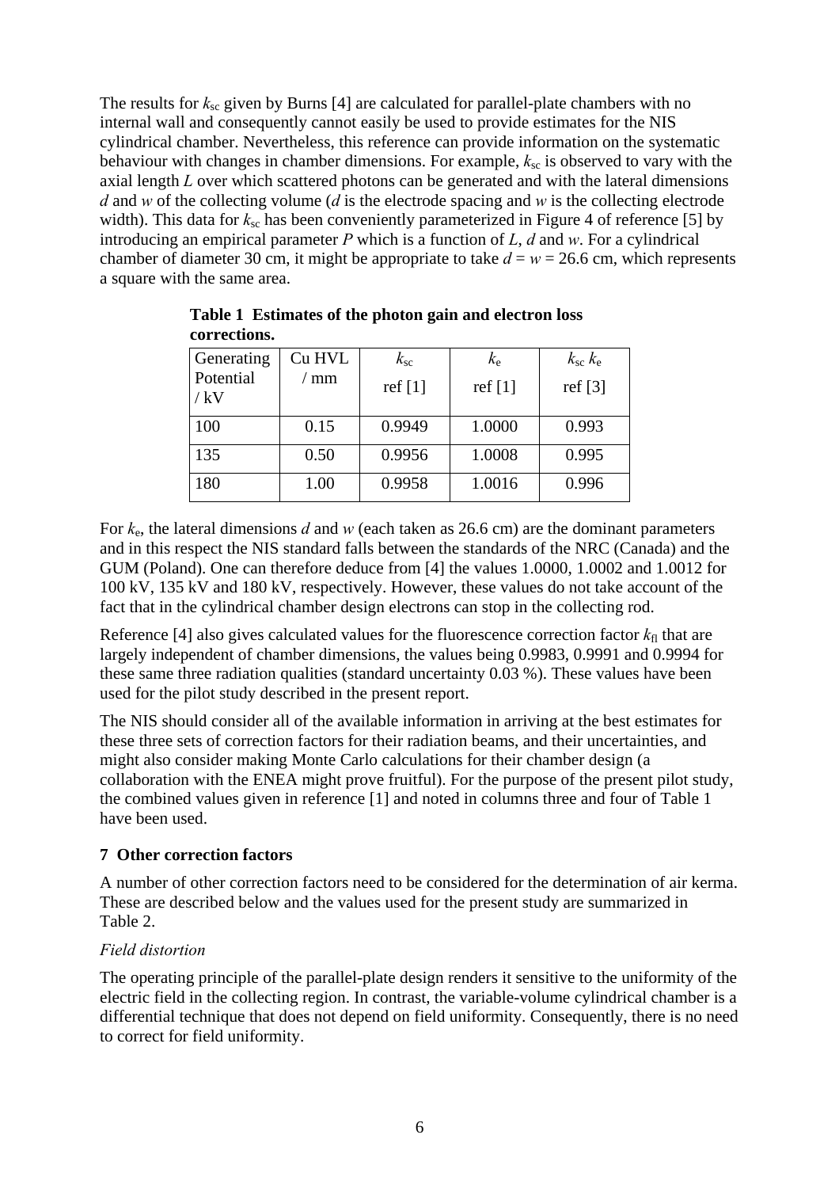The results for $k_{sc}$ given by Burns [4] are calculated for parallel-plate chambers with no internal wall and consequently cannot easily be used to provide estimates for the NIS cylindrical chamber. Nevertheless, this reference can provide information on the systematic behaviour with changes in chamber dimensions. For example, $k_{sc}$ is observed to vary with the axial length $L$ over which scattered photons can be generated and with the lateral dimensions $d$ and $w$ of the collecting volume ($d$ is the electrode spacing and $w$ is the collecting electrode width). This data for $k_{sc}$ has been conveniently parameterized in Figure 4 of reference [5] by introducing an empirical parameter $P$ which is a function of $L$, $d$ and $w$. For a cylindrical chamber of diameter 30 cm, it might be appropriate to take $d = w = 26.6$ cm, which represents a square with the same area.

**Table 1 Estimates of the photon gain and electron loss corrections.**

| Generating Potential / kV | Cu HVL / mm | $k_{sc}$ ref [1] | $k_e$ ref [1] | $k_{sc}\,k_e$ ref [3] |
|---|---|---|---|---|
| 100 | 0.15 | 0.9949 | 1.0000 | 0.993 |
| 135 | 0.50 | 0.9956 | 1.0008 | 0.995 |
| 180 | 1.00 | 0.9958 | 1.0016 | 0.996 |

For $k_e$, the lateral dimensions $d$ and $w$ (each taken as 26.6 cm) are the dominant parameters and in this respect the NIS standard falls between the standards of the NRC (Canada) and the GUM (Poland). One can therefore deduce from [4] the values 1.0000, 1.0002 and 1.0012 for 100 kV, 135 kV and 180 kV, respectively. However, these values do not take account of the fact that in the cylindrical chamber design electrons can stop in the collecting rod.

Reference [4] also gives calculated values for the fluorescence correction factor $k_{fl}$ that are largely independent of chamber dimensions, the values being 0.9983, 0.9991 and 0.9994 for these same three radiation qualities (standard uncertainty 0.03 %). These values have been used for the pilot study described in the present report.

The NIS should consider all of the available information in arriving at the best estimates for these three sets of correction factors for their radiation beams, and their uncertainties, and might also consider making Monte Carlo calculations for their chamber design (a collaboration with the ENEA might prove fruitful). For the purpose of the present pilot study, the combined values given in reference [1] and noted in columns three and four of Table 1 have been used.

## 7 Other correction factors

A number of other correction factors need to be considered for the determination of air kerma. These are described below and the values used for the present study are summarized in Table 2.

*Field distortion*

The operating principle of the parallel-plate design renders it sensitive to the uniformity of the electric field in the collecting region. In contrast, the variable-volume cylindrical chamber is a differential technique that does not depend on field uniformity. Consequently, there is no need to correct for field uniformity.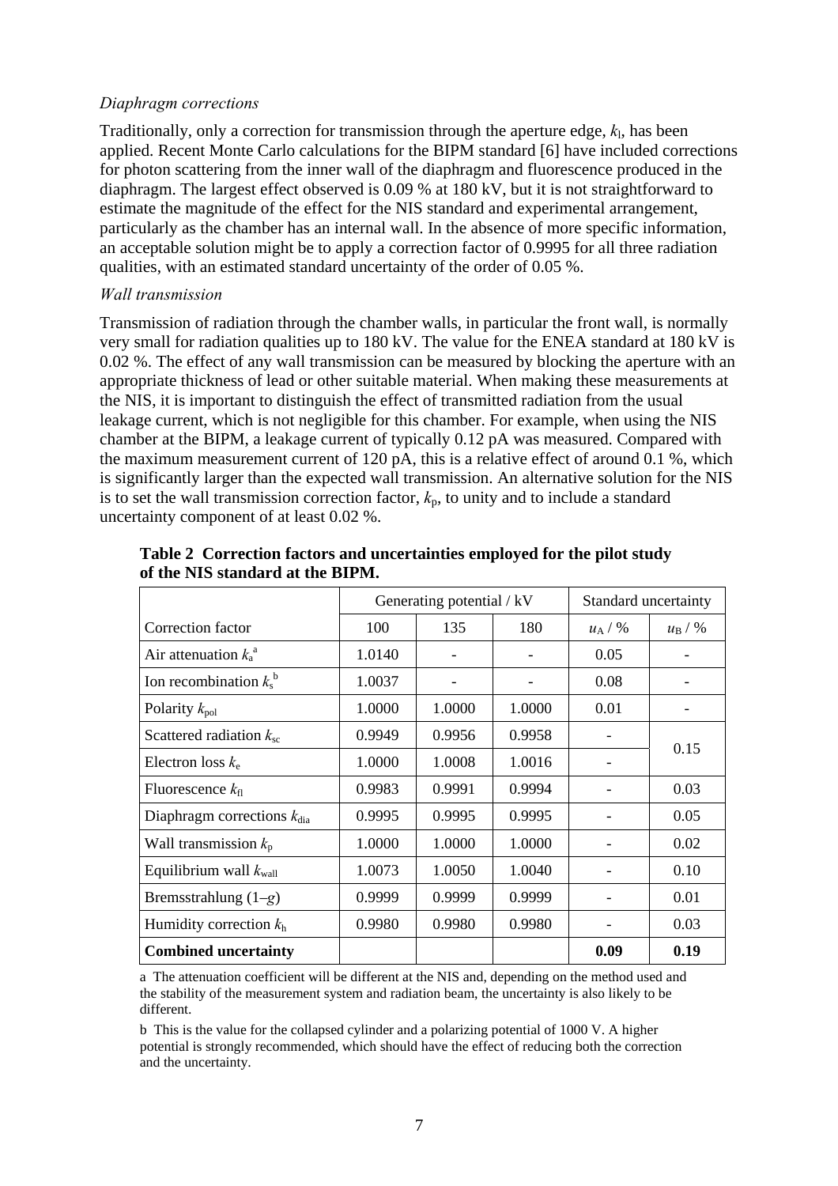*Diaphragm corrections*

Traditionally, only a correction for transmission through the aperture edge, $k_l$, has been applied. Recent Monte Carlo calculations for the BIPM standard [6] have included corrections for photon scattering from the inner wall of the diaphragm and fluorescence produced in the diaphragm. The largest effect observed is 0.09 % at 180 kV, but it is not straightforward to estimate the magnitude of the effect for the NIS standard and experimental arrangement, particularly as the chamber has an internal wall. In the absence of more specific information, an acceptable solution might be to apply a correction factor of 0.9995 for all three radiation qualities, with an estimated standard uncertainty of the order of 0.05 %.

*Wall transmission*

Transmission of radiation through the chamber walls, in particular the front wall, is normally very small for radiation qualities up to 180 kV. The value for the ENEA standard at 180 kV is 0.02 %. The effect of any wall transmission can be measured by blocking the aperture with an appropriate thickness of lead or other suitable material. When making these measurements at the NIS, it is important to distinguish the effect of transmitted radiation from the usual leakage current, which is not negligible for this chamber. For example, when using the NIS chamber at the BIPM, a leakage current of typically 0.12 pA was measured. Compared with the maximum measurement current of 120 pA, this is a relative effect of around 0.1 %, which is significantly larger than the expected wall transmission. An alternative solution for the NIS is to set the wall transmission correction factor, $k_p$, to unity and to include a standard uncertainty component of at least 0.02 %.

**Table 2 Correction factors and uncertainties employed for the pilot study of the NIS standard at the BIPM.**

| | Generating potential / kV | | | Standard uncertainty | |
|---|---|---|---|---|---|
| Correction factor | 100 | 135 | 180 | $u_A$ / % | $u_B$ / % |
| Air attenuation $k_a$ [a] | 1.0140 | - | - | 0.05 | - |
| Ion recombination $k_s$ [b] | 1.0037 | - | - | 0.08 | - |
| Polarity $k_{pol}$ | 1.0000 | 1.0000 | 1.0000 | 0.01 | - |
| Scattered radiation $k_{sc}$ | 0.9949 | 0.9956 | 0.9958 | - | 0.15 |
| Electron loss $k_e$ | 1.0000 | 1.0008 | 1.0016 | - | |
| Fluorescence $k_{fl}$ | 0.9983 | 0.9991 | 0.9994 | - | 0.03 |
| Diaphragm corrections $k_{dia}$ | 0.9995 | 0.9995 | 0.9995 | - | 0.05 |
| Wall transmission $k_p$ | 1.0000 | 1.0000 | 1.0000 | - | 0.02 |
| Equilibrium wall $k_{wall}$ | 1.0073 | 1.0050 | 1.0040 | - | 0.10 |
| Bremsstrahlung $(1–g)$ | 0.9999 | 0.9999 | 0.9999 | - | 0.01 |
| Humidity correction $k_h$ | 0.9980 | 0.9980 | 0.9980 | - | 0.03 |
| **Combined uncertainty** | | | | **0.09** | **0.19** |

a The attenuation coefficient will be different at the NIS and, depending on the method used and the stability of the measurement system and radiation beam, the uncertainty is also likely to be different.

b This is the value for the collapsed cylinder and a polarizing potential of 1000 V. A higher potential is strongly recommended, which should have the effect of reducing both the correction and the uncertainty.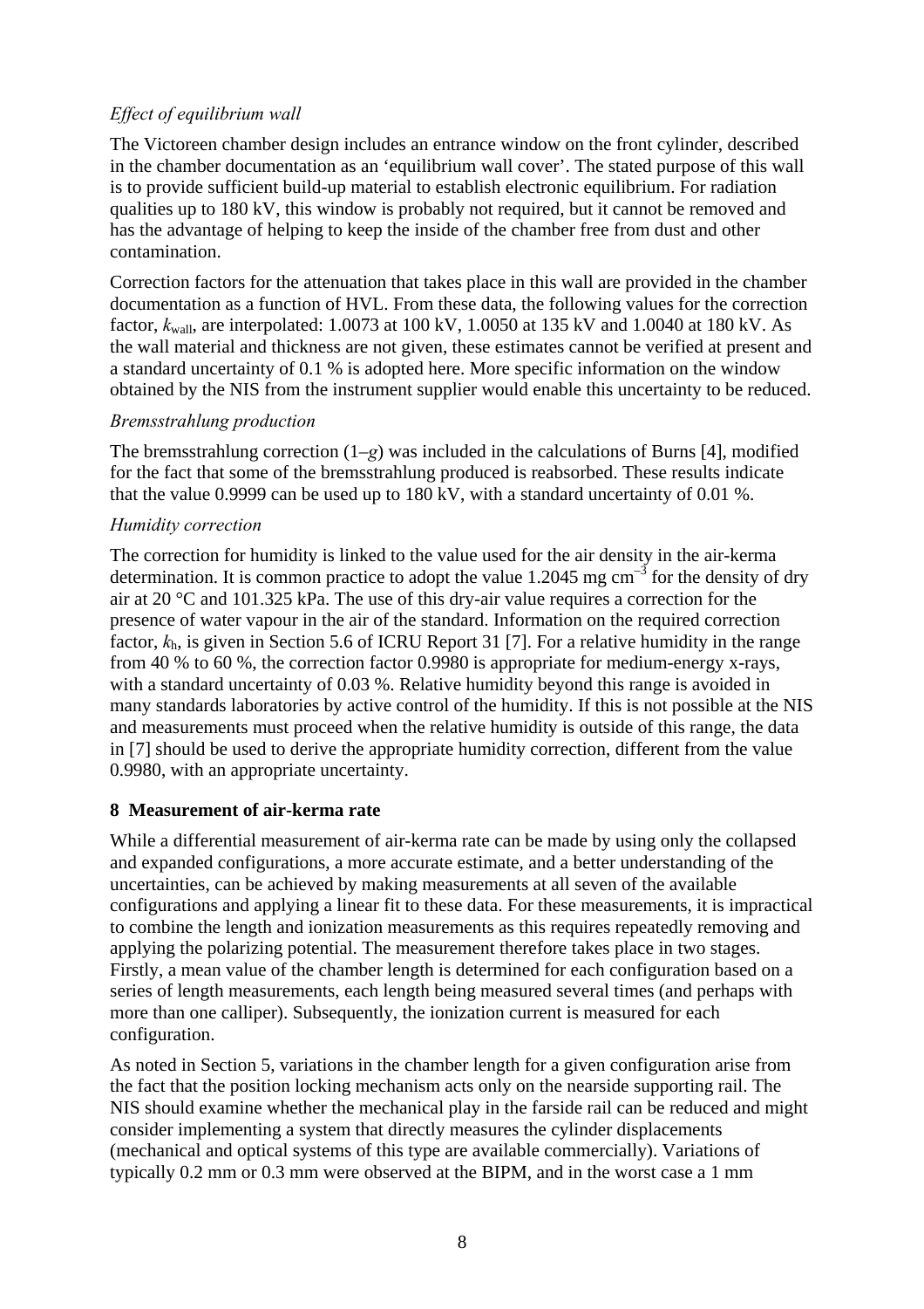*Effect of equilibrium wall*

The Victoreen chamber design includes an entrance window on the front cylinder, described in the chamber documentation as an 'equilibrium wall cover'. The stated purpose of this wall is to provide sufficient build-up material to establish electronic equilibrium. For radiation qualities up to 180 kV, this window is probably not required, but it cannot be removed and has the advantage of helping to keep the inside of the chamber free from dust and other contamination.

Correction factors for the attenuation that takes place in this wall are provided in the chamber documentation as a function of HVL. From these data, the following values for the correction factor, $k_{\mathrm{wall}}$, are interpolated: 1.0073 at 100 kV, 1.0050 at 135 kV and 1.0040 at 180 kV. As the wall material and thickness are not given, these estimates cannot be verified at present and a standard uncertainty of 0.1 % is adopted here. More specific information on the window obtained by the NIS from the instrument supplier would enable this uncertainty to be reduced.

*Bremsstrahlung production*

The bremsstrahlung correction $(1–g)$ was included in the calculations of Burns [4], modified for the fact that some of the bremsstrahlung produced is reabsorbed. These results indicate that the value 0.9999 can be used up to 180 kV, with a standard uncertainty of 0.01 %.

*Humidity correction*

The correction for humidity is linked to the value used for the air density in the air-kerma determination. It is common practice to adopt the value 1.2045 mg cm$^{-3}$ for the density of dry air at 20 °C and 101.325 kPa. The use of this dry-air value requires a correction for the presence of water vapour in the air of the standard. Information on the required correction factor, $k_{\mathrm{h}}$, is given in Section 5.6 of ICRU Report 31 [7]. For a relative humidity in the range from 40 % to 60 %, the correction factor 0.9980 is appropriate for medium-energy x-rays, with a standard uncertainty of 0.03 %. Relative humidity beyond this range is avoided in many standards laboratories by active control of the humidity. If this is not possible at the NIS and measurements must proceed when the relative humidity is outside of this range, the data in [7] should be used to derive the appropriate humidity correction, different from the value 0.9980, with an appropriate uncertainty.

## 8 Measurement of air-kerma rate

While a differential measurement of air-kerma rate can be made by using only the collapsed and expanded configurations, a more accurate estimate, and a better understanding of the uncertainties, can be achieved by making measurements at all seven of the available configurations and applying a linear fit to these data. For these measurements, it is impractical to combine the length and ionization measurements as this requires repeatedly removing and applying the polarizing potential. The measurement therefore takes place in two stages. Firstly, a mean value of the chamber length is determined for each configuration based on a series of length measurements, each length being measured several times (and perhaps with more than one calliper). Subsequently, the ionization current is measured for each configuration.

As noted in Section 5, variations in the chamber length for a given configuration arise from the fact that the position locking mechanism acts only on the nearside supporting rail. The NIS should examine whether the mechanical play in the farside rail can be reduced and might consider implementing a system that directly measures the cylinder displacements (mechanical and optical systems of this type are available commercially). Variations of typically 0.2 mm or 0.3 mm were observed at the BIPM, and in the worst case a 1 mm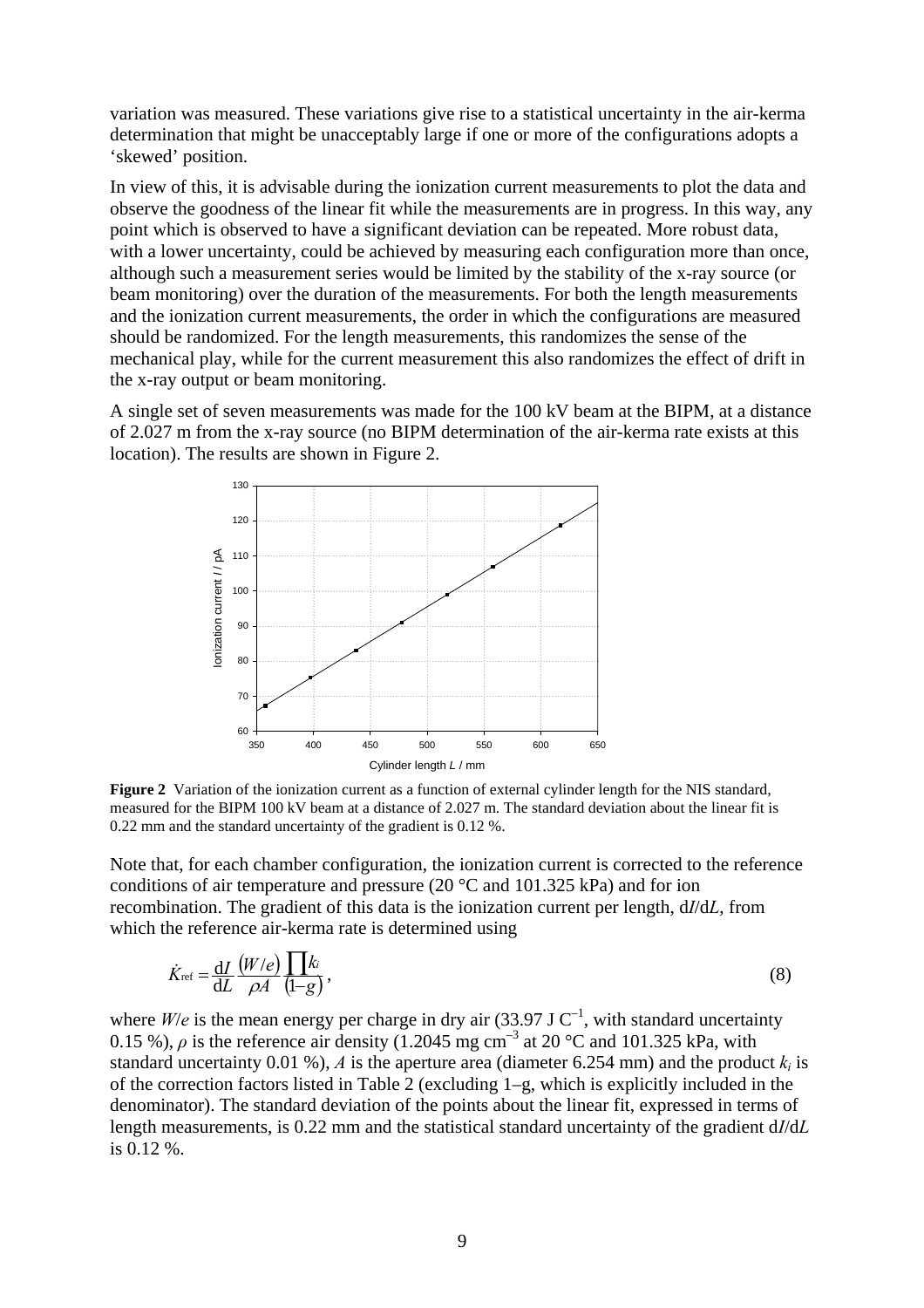variation was measured. These variations give rise to a statistical uncertainty in the air-kerma determination that might be unacceptably large if one or more of the configurations adopts a 'skewed' position.

In view of this, it is advisable during the ionization current measurements to plot the data and observe the goodness of the linear fit while the measurements are in progress. In this way, any point which is observed to have a significant deviation can be repeated. More robust data, with a lower uncertainty, could be achieved by measuring each configuration more than once, although such a measurement series would be limited by the stability of the x-ray source (or beam monitoring) over the duration of the measurements. For both the length measurements and the ionization current measurements, the order in which the configurations are measured should be randomized. For the length measurements, this randomizes the sense of the mechanical play, while for the current measurement this also randomizes the effect of drift in the x-ray output or beam monitoring.

A single set of seven measurements was made for the 100 kV beam at the BIPM, at a distance of 2.027 m from the x-ray source (no BIPM determination of the air-kerma rate exists at this location). The results are shown in Figure 2.

**Figure 2** Variation of the ionization current as a function of external cylinder length for the NIS standard, measured for the BIPM 100 kV beam at a distance of 2.027 m. The standard deviation about the linear fit is 0.22 mm and the standard uncertainty of the gradient is 0.12 %.

Note that, for each chamber configuration, the ionization current is corrected to the reference conditions of air temperature and pressure (20 °C and 101.325 kPa) and for ion recombination. The gradient of this data is the ionization current per length, $\mathrm{d}I/\mathrm{d}L$, from which the reference air-kerma rate is determined using

$$\dot{K}_{\mathrm{ref}} = \frac{\mathrm{d}I}{\mathrm{d}L} \frac{(W/e)}{\rho A} \frac{\prod k_i}{(1-g)}, \tag{8}$$

where $W/e$ is the mean energy per charge in dry air (33.97 J C$^{-1}$, with standard uncertainty 0.15 %), $\rho$ is the reference air density (1.2045 mg cm$^{-3}$ at 20 °C and 101.325 kPa, with standard uncertainty 0.01 %), $A$ is the aperture area (diameter 6.254 mm) and the product $k_i$ is of the correction factors listed in Table 2 (excluding 1–g, which is explicitly included in the denominator). The standard deviation of the points about the linear fit, expressed in terms of length measurements, is 0.22 mm and the statistical standard uncertainty of the gradient $\mathrm{d}I/\mathrm{d}L$ is 0.12 %.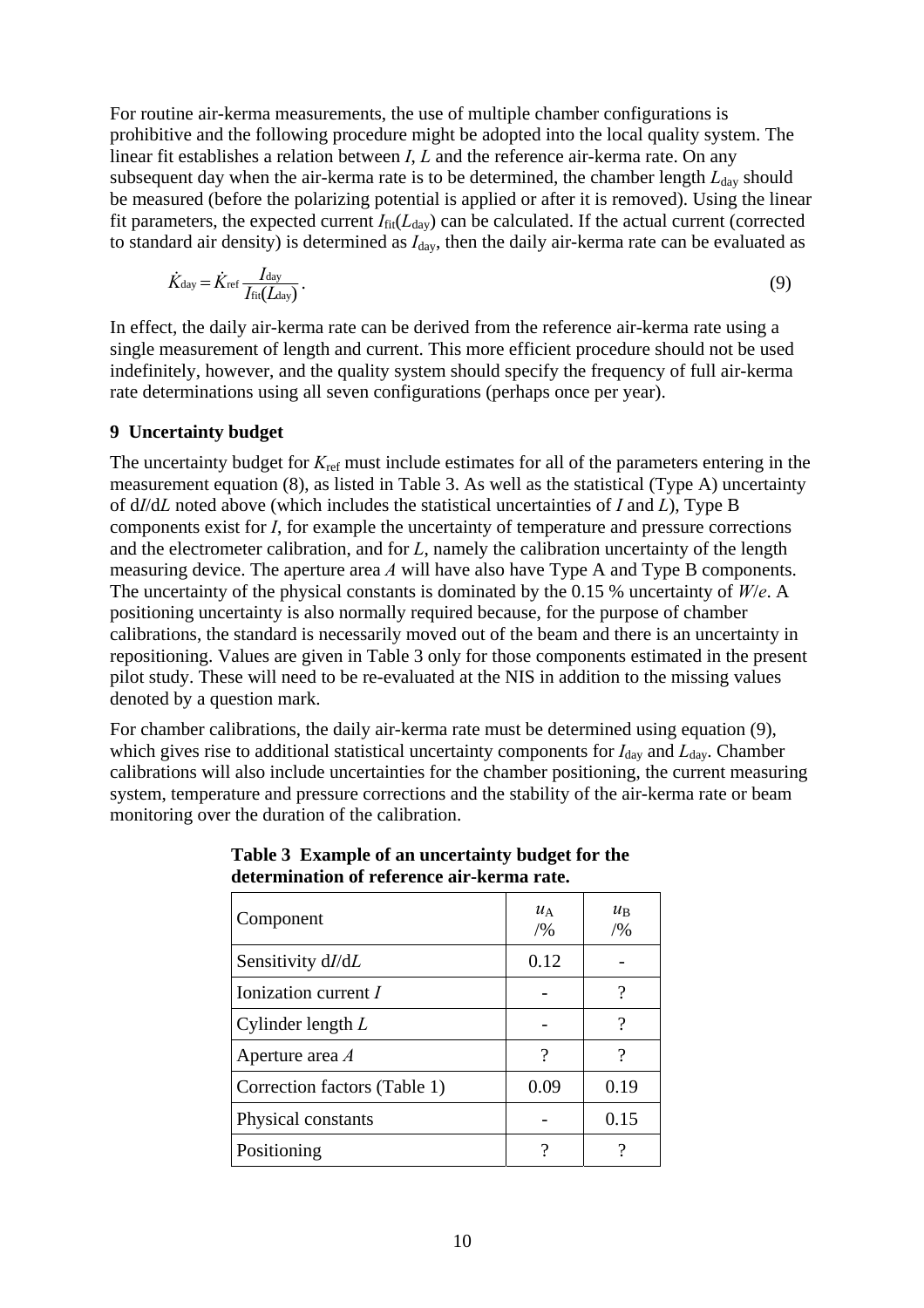For routine air-kerma measurements, the use of multiple chamber configurations is prohibitive and the following procedure might be adopted into the local quality system. The linear fit establishes a relation between $I$, $L$ and the reference air-kerma rate. On any subsequent day when the air-kerma rate is to be determined, the chamber length $L_{\text{day}}$ should be measured (before the polarizing potential is applied or after it is removed). Using the linear fit parameters, the expected current $I_{\text{fit}}(L_{\text{day}})$ can be calculated. If the actual current (corrected to standard air density) is determined as $I_{\text{day}}$, then the daily air-kerma rate can be evaluated as

$$\dot{K}_{\text{day}} = \dot{K}_{\text{ref}} \frac{I_{\text{day}}}{I_{\text{fit}}(L_{\text{day}})} . \tag{9}$$

In effect, the daily air-kerma rate can be derived from the reference air-kerma rate using a single measurement of length and current. This more efficient procedure should not be used indefinitely, however, and the quality system should specify the frequency of full air-kerma rate determinations using all seven configurations (perhaps once per year).

## 9 Uncertainty budget

The uncertainty budget for $K_{\text{ref}}$ must include estimates for all of the parameters entering in the measurement equation (8), as listed in Table 3. As well as the statistical (Type A) uncertainty of $\text{d}I/\text{d}L$ noted above (which includes the statistical uncertainties of $I$ and $L$), Type B components exist for $I$, for example the uncertainty of temperature and pressure corrections and the electrometer calibration, and for $L$, namely the calibration uncertainty of the length measuring device. The aperture area $A$ will have also have Type A and Type B components. The uncertainty of the physical constants is dominated by the 0.15 % uncertainty of $W/e$. A positioning uncertainty is also normally required because, for the purpose of chamber calibrations, the standard is necessarily moved out of the beam and there is an uncertainty in repositioning. Values are given in Table 3 only for those components estimated in the present pilot study. These will need to be re-evaluated at the NIS in addition to the missing values denoted by a question mark.

For chamber calibrations, the daily air-kerma rate must be determined using equation (9), which gives rise to additional statistical uncertainty components for $I_{\text{day}}$ and $L_{\text{day}}$. Chamber calibrations will also include uncertainties for the chamber positioning, the current measuring system, temperature and pressure corrections and the stability of the air-kerma rate or beam monitoring over the duration of the calibration.

**Table 3 Example of an uncertainty budget for the determination of reference air-kerma rate.**

| Component | $u_{\text{A}}$ /% | $u_{\text{B}}$ /% |
|---|---|---|
| Sensitivity $\text{d}I/\text{d}L$ | 0.12 | - |
| Ionization current $I$ | - | ? |
| Cylinder length $L$ | - | ? |
| Aperture area $A$ | ? | ? |
| Correction factors (Table 1) | 0.09 | 0.19 |
| Physical constants | - | 0.15 |
| Positioning | ? | ? |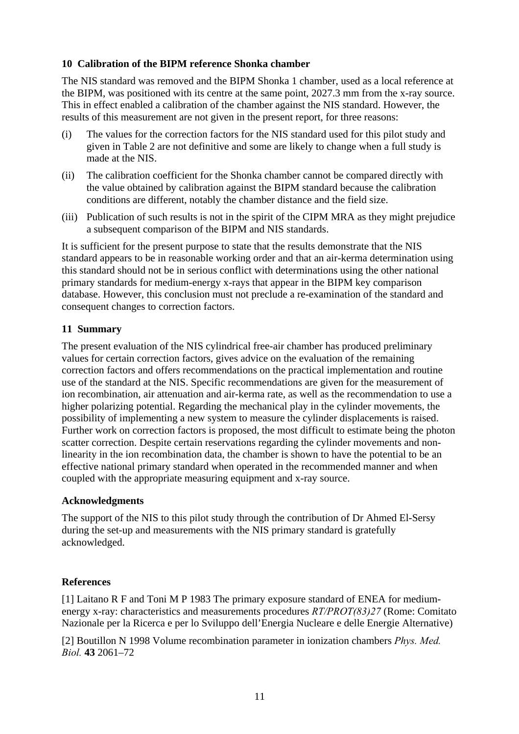## 10 Calibration of the BIPM reference Shonka chamber

The NIS standard was removed and the BIPM Shonka 1 chamber, used as a local reference at the BIPM, was positioned with its centre at the same point, 2027.3 mm from the x-ray source. This in effect enabled a calibration of the chamber against the NIS standard. However, the results of this measurement are not given in the present report, for three reasons:

(i) The values for the correction factors for the NIS standard used for this pilot study and given in Table 2 are not definitive and some are likely to change when a full study is made at the NIS.

(ii) The calibration coefficient for the Shonka chamber cannot be compared directly with the value obtained by calibration against the BIPM standard because the calibration conditions are different, notably the chamber distance and the field size.

(iii) Publication of such results is not in the spirit of the CIPM MRA as they might prejudice a subsequent comparison of the BIPM and NIS standards.

It is sufficient for the present purpose to state that the results demonstrate that the NIS standard appears to be in reasonable working order and that an air-kerma determination using this standard should not be in serious conflict with determinations using the other national primary standards for medium-energy x-rays that appear in the BIPM key comparison database. However, this conclusion must not preclude a re-examination of the standard and consequent changes to correction factors.

## 11 Summary

The present evaluation of the NIS cylindrical free-air chamber has produced preliminary values for certain correction factors, gives advice on the evaluation of the remaining correction factors and offers recommendations on the practical implementation and routine use of the standard at the NIS. Specific recommendations are given for the measurement of ion recombination, air attenuation and air-kerma rate, as well as the recommendation to use a higher polarizing potential. Regarding the mechanical play in the cylinder movements, the possibility of implementing a new system to measure the cylinder displacements is raised. Further work on correction factors is proposed, the most difficult to estimate being the photon scatter correction. Despite certain reservations regarding the cylinder movements and non-linearity in the ion recombination data, the chamber is shown to have the potential to be an effective national primary standard when operated in the recommended manner and when coupled with the appropriate measuring equipment and x-ray source.

### Acknowledgments

The support of the NIS to this pilot study through the contribution of Dr Ahmed El-Sersy during the set-up and measurements with the NIS primary standard is gratefully acknowledged.

### References

[1] Laitano R F and Toni M P 1983 The primary exposure standard of ENEA for medium-energy x-ray: characteristics and measurements procedures *RT/PROT(83)27* (Rome: Comitato Nazionale per la Ricerca e per lo Sviluppo dell'Energia Nucleare e delle Energie Alternative)

[2] Boutillon N 1998 Volume recombination parameter in ionization chambers *Phys. Med. Biol.* **43** 2061–72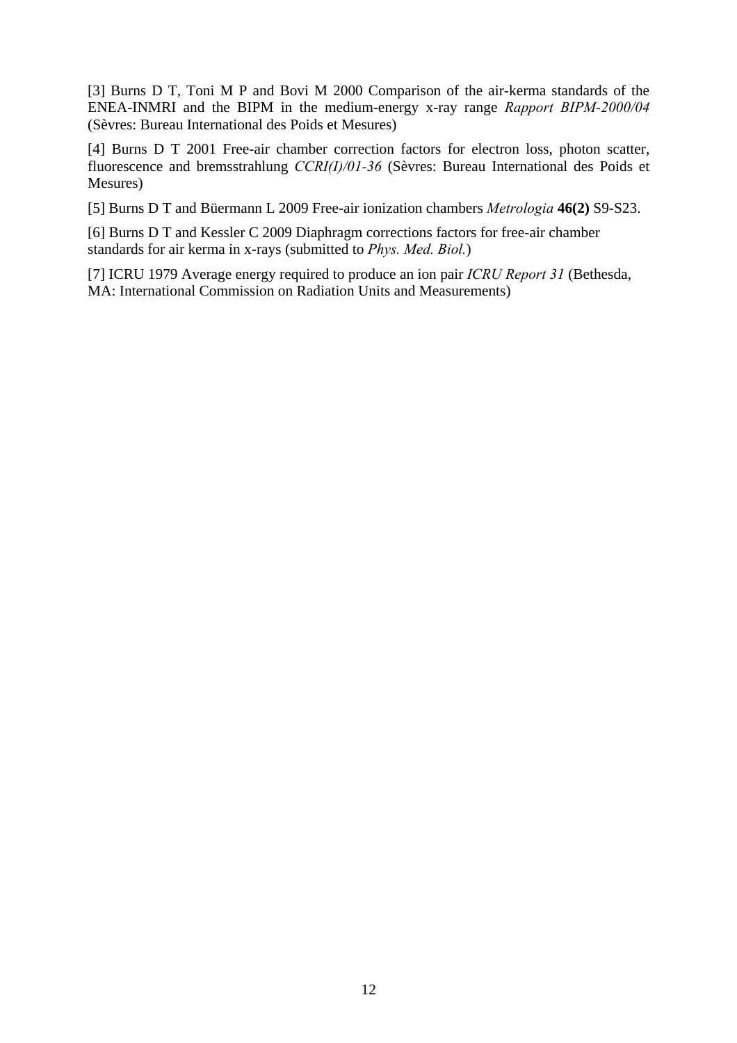[3] Burns D T, Toni M P and Bovi M 2000 Comparison of the air-kerma standards of the ENEA-INMRI and the BIPM in the medium-energy x-ray range *Rapport BIPM-2000/04* (Sèvres: Bureau International des Poids et Mesures)

[4] Burns D T 2001 Free-air chamber correction factors for electron loss, photon scatter, fluorescence and bremsstrahlung *CCRI(I)/01-36* (Sèvres: Bureau International des Poids et Mesures)

[5] Burns D T and Büermann L 2009 Free-air ionization chambers *Metrologia* **46(2)** S9-S23.

[6] Burns D T and Kessler C 2009 Diaphragm corrections factors for free-air chamber standards for air kerma in x-rays (submitted to *Phys. Med. Biol.*)

[7] ICRU 1979 Average energy required to produce an ion pair *ICRU Report 31* (Bethesda, MA: International Commission on Radiation Units and Measurements)